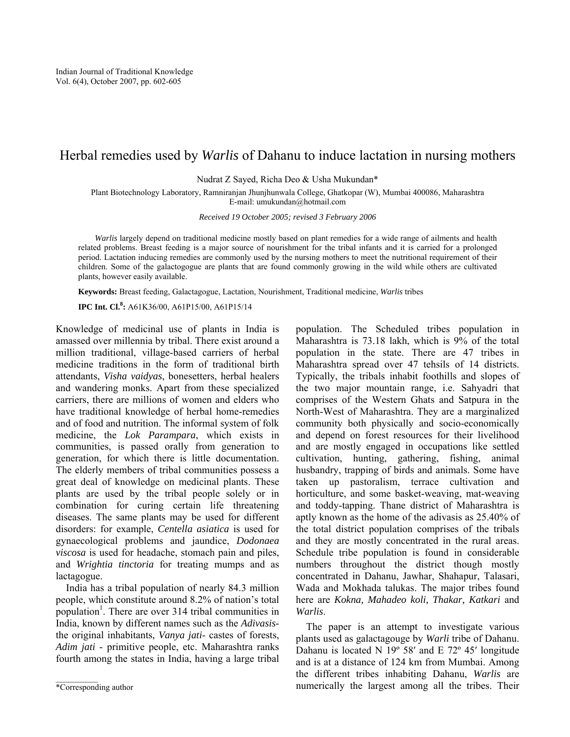# Herbal remedies used by *Warlis* of Dahanu to induce lactation in nursing mothers

Nudrat Z Sayed, Richa Deo & Usha Mukundan*

Plant Biotechnology Laboratory, Ramniranjan Jhunjhunwala College, Ghatkopar (W), Mumbai 400086, Maharashtra
E-mail: umukundan@hotmail.com

*Received 19 October 2005; revised 3 February 2006*

*Warlis* largely depend on traditional medicine mostly based on plant remedies for a wide range of ailments and health related problems. Breast feeding is a major source of nourishment for the tribal infants and it is carried for a prolonged period. Lactation inducing remedies are commonly used by the nursing mothers to meet the nutritional requirement of their children. Some of the galactogogue are plants that are found commonly growing in the wild while others are cultivated plants, however easily available.

**Keywords:** Breast feeding, Galactagogue, Lactation, Nourishment, Traditional medicine, *Warlis* tribes

**IPC Int. Cl.**[8]**:** A61K36/00, A61P15/00, A61P15/14

Knowledge of medicinal use of plants in India is amassed over millennia by tribal. There exist around a million traditional, village-based carriers of herbal medicine traditions in the form of traditional birth attendants, *Visha vaidyas*, bonesetters, herbal healers and wandering monks. Apart from these specialized carriers, there are millions of women and elders who have traditional knowledge of herbal home-remedies and of food and nutrition. The informal system of folk medicine, the *Lok Parampara*, which exists in communities, is passed orally from generation to generation, for which there is little documentation. The elderly members of tribal communities possess a great deal of knowledge on medicinal plants. These plants are used by the tribal people solely or in combination for curing certain life threatening diseases. The same plants may be used for different disorders: for example, *Centella asiatica* is used for gynaecological problems and jaundice, *Dodonaea viscosa* is used for headache, stomach pain and piles, and *Wrightia tinctoria* for treating mumps and as lactagogue.

India has a tribal population of nearly 84.3 million people, which constitute around 8.2% of nation's total population[1]. There are over 314 tribal communities in India, known by different names such as the *Adivasis*- the original inhabitants, *Vanya jati*- castes of forests, *Adim jati* - primitive people, etc. Maharashtra ranks fourth among the states in India, having a large tribal population. The Scheduled tribes population in Maharashtra is 73.18 lakh, which is 9% of the total population in the state. There are 47 tribes in Maharashtra spread over 47 tehsils of 14 districts. Typically, the tribals inhabit foothills and slopes of the two major mountain range, i.e. Sahyadri that comprises of the Western Ghats and Satpura in the North-West of Maharashtra. They are a marginalized community both physically and socio-economically and depend on forest resources for their livelihood and are mostly engaged in occupations like settled cultivation, hunting, gathering, fishing, animal husbandry, trapping of birds and animals. Some have taken up pastoralism, terrace cultivation and horticulture, and some basket-weaving, mat-weaving and toddy-tapping. Thane district of Maharashtra is aptly known as the home of the adivasis as 25.40% of the total district population comprises of the tribals and they are mostly concentrated in the rural areas. Schedule tribe population is found in considerable numbers throughout the district though mostly concentrated in Dahanu, Jawhar, Shahapur, Talasari, Wada and Mokhada talukas. The major tribes found here are *Kokna, Mahadeo koli, Thakar, Katkari* and *Warlis*.

The paper is an attempt to investigate various plants used as galactagouge by *Warli* tribe of Dahanu. Dahanu is located N 19º 58′ and E 72º 45′ longitude and is at a distance of 124 km from Mumbai. Among the different tribes inhabiting Dahanu, *Warlis* are numerically the largest among all the tribes. Their

*Corresponding author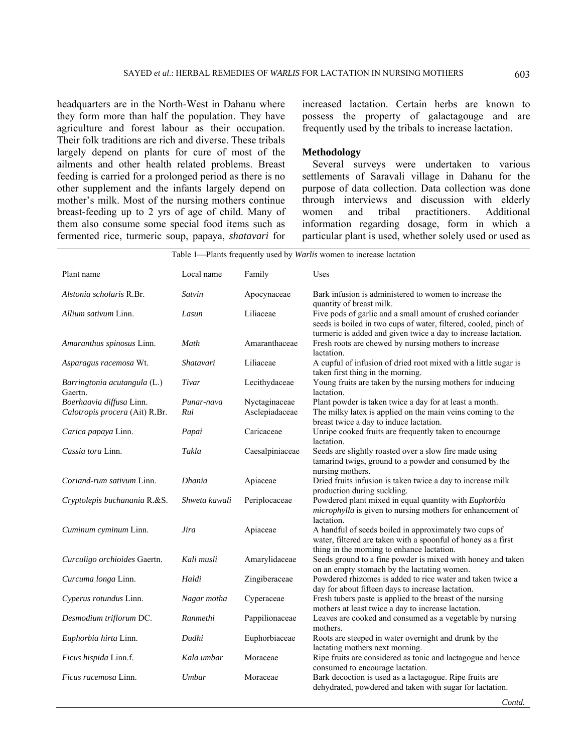headquarters are in the North-West in Dahanu where they form more than half the population. They have agriculture and forest labour as their occupation. Their folk traditions are rich and diverse. These tribals largely depend on plants for cure of most of the ailments and other health related problems. Breast feeding is carried for a prolonged period as there is no other supplement and the infants largely depend on mother's milk. Most of the nursing mothers continue breast-feeding up to 2 yrs of age of child. Many of them also consume some special food items such as fermented rice, turmeric soup, papaya, *shatavari* for increased lactation. Certain herbs are known to possess the property of galactagouge and are frequently used by the tribals to increase lactation.

## Methodology

Several surveys were undertaken to various settlements of Saravali village in Dahanu for the purpose of data collection. Data collection was done through interviews and discussion with elderly women and tribal practitioners. Additional information regarding dosage, form in which a particular plant is used, whether solely used or used as

Table 1—Plants frequently used by *Warlis* women to increase lactation

| Plant name | Local name | Family | Uses |
|---|---|---|---|
| *Alstonia scholaris* R.Br. | *Satvin* | Apocynaceae | Bark infusion is administered to women to increase the quantity of breast milk. |
| *Allium sativum* Linn. | *Lasun* | Liliaceae | Five pods of garlic and a small amount of crushed coriander seeds is boiled in two cups of water, filtered, cooled, pinch of turmeric is added and given twice a day to increase lactation. |
| *Amaranthus spinosus* Linn. | *Math* | Amaranthaceae | Fresh roots are chewed by nursing mothers to increase lactation. |
| *Asparagus racemosa* Wt. | *Shatavari* | Liliaceae | A cupful of infusion of dried root mixed with a little sugar is taken first thing in the morning. |
| *Barringtonia acutangula* (L.) Gaertn. | *Tivar* | Lecithydaceae | Young fruits are taken by the nursing mothers for inducing lactation. |
| *Boerhaavia diffusa* Linn. | *Punar-nava* | Nyctaginaceae | Plant powder is taken twice a day for at least a month. |
| *Calotropis procera* (Ait) R.Br. | *Rui* | Asclepiadaceae | The milky latex is applied on the main veins coming to the breast twice a day to induce lactation. |
| *Carica papaya* Linn. | *Papai* | Caricaceae | Unripe cooked fruits are frequently taken to encourage lactation. |
| *Cassia tora* Linn. | *Takla* | Caesalpiniaceae | Seeds are slightly roasted over a slow fire made using tamarind twigs, ground to a powder and consumed by the nursing mothers. |
| *Coriand-rum sativum* Linn. | *Dhania* | Apiaceae | Dried fruits infusion is taken twice a day to increase milk production during suckling. |
| *Cryptolepis buchanania* R.&S. | *Shweta kawali* | Periplocaceae | Powdered plant mixed in equal quantity with *Euphorbia microphylla* is given to nursing mothers for enhancement of lactation. |
| *Cuminum cyminum* Linn. | *Jira* | Apiaceae | A handful of seeds boiled in approximately two cups of water, filtered are taken with a spoonful of honey as a first thing in the morning to enhance lactation. |
| *Curculigo orchioides* Gaertn. | *Kali musli* | Amarylidaceae | Seeds ground to a fine powder is mixed with honey and taken on an empty stomach by the lactating women. |
| *Curcuma longa* Linn. | *Haldi* | Zingiberaceae | Powdered rhizomes is added to rice water and taken twice a day for about fifteen days to increase lactation. |
| *Cyperus rotundus* Linn. | *Nagar motha* | Cyperaceae | Fresh tubers paste is applied to the breast of the nursing mothers at least twice a day to increase lactation. |
| *Desmodium triflorum* DC. | *Ranmethi* | Pappilionaceae | Leaves are cooked and consumed as a vegetable by nursing mothers. |
| *Euphorbia hirta* Linn. | *Dudhi* | Euphorbiaceae | Roots are steeped in water overnight and drunk by the lactating mothers next morning. |
| *Ficus hispida* Linn.f. | *Kala umbar* | Moraceae | Ripe fruits are considered as tonic and lactagogue and hence consumed to encourage lactation. |
| *Ficus racemosa* Linn. | *Umbar* | Moraceae | Bark decoction is used as a lactagogue. Ripe fruits are dehydrated, powdered and taken with sugar for lactation. |

*Contd.*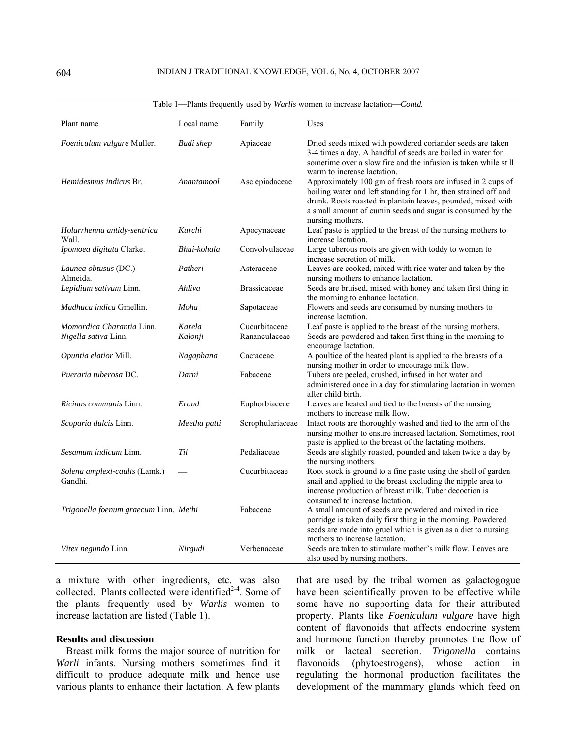Table 1—Plants frequently used by *Warlis* women to increase lactation—*Contd.*

| Plant name | Local name | Family | Uses |
|---|---|---|---|
| *Foeniculum vulgare* Muller. | *Badi shep* | Apiaceae | Dried seeds mixed with powdered coriander seeds are taken 3-4 times a day. A handful of seeds are boiled in water for sometime over a slow fire and the infusion is taken while still warm to increase lactation. |
| *Hemidesmus indicus* Br. | *Anantamool* | Asclepiadaceae | Approximately 100 gm of fresh roots are infused in 2 cups of boiling water and left standing for 1 hr, then strained off and drunk. Roots roasted in plantain leaves, pounded, mixed with a small amount of cumin seeds and sugar is consumed by the nursing mothers. |
| *Holarrhenna antidy-sentrica* Wall. | *Kurchi* | Apocynaceae | Leaf paste is applied to the breast of the nursing mothers to increase lactation. |
| *Ipomoea digitata* Clarke. | *Bhui-kohala* | Convolvulaceae | Large tuberous roots are given with toddy to women to increase secretion of milk. |
| *Launea obtusus* (DC.) Almeida. | *Patheri* | Asteraceae | Leaves are cooked, mixed with rice water and taken by the nursing mothers to enhance lactation. |
| *Lepidium sativum* Linn. | *Ahliva* | Brassicaceae | Seeds are bruised, mixed with honey and taken first thing in the morning to enhance lactation. |
| *Madhuca indica* Gmellin. | *Moha* | Sapotaceae | Flowers and seeds are consumed by nursing mothers to increase lactation. |
| *Momordica Charantia* Linn. | *Karela* | Cucurbitaceae | Leaf paste is applied to the breast of the nursing mothers. |
| *Nigella sativa* Linn. | *Kalonji* | Rananculaceae | Seeds are powdered and taken first thing in the morning to encourage lactation. |
| *Opuntia elatior* Mill. | *Nagaphana* | Cactaceae | A poultice of the heated plant is applied to the breasts of a nursing mother in order to encourage milk flow. |
| *Pueraria tuberosa* DC. | *Darni* | Fabaceae | Tubers are peeled, crushed, infused in hot water and administered once in a day for stimulating lactation in women after child birth. |
| *Ricinus communis* Linn. | *Erand* | Euphorbiaceae | Leaves are heated and tied to the breasts of the nursing mothers to increase milk flow. |
| *Scoparia dulcis* Linn. | *Meetha patti* | Scrophulariaceae | Intact roots are thoroughly washed and tied to the arm of the nursing mother to ensure increased lactation. Sometimes, root paste is applied to the breast of the lactating mothers. |
| *Sesamum indicum* Linn. | *Til* | Pedaliaceae | Seeds are slightly roasted, pounded and taken twice a day by the nursing mothers. |
| *Solena amplexi-caulis* (Lamk.) Gandhi. | — | Cucurbitaceae | Root stock is ground to a fine paste using the shell of garden snail and applied to the breast excluding the nipple area to increase production of breast milk. Tuber decoction is consumed to increase lactation. |
| *Trigonella foenum graecum* Linn. | *Methi* | Fabaceae | A small amount of seeds are powdered and mixed in rice porridge is taken daily first thing in the morning. Powdered seeds are made into gruel which is given as a diet to nursing mothers to increase lactation. |
| *Vitex negundo* Linn. | *Nirgudi* | Verbenaceae | Seeds are taken to stimulate mother's milk flow. Leaves are also used by nursing mothers. |

a mixture with other ingredients, etc. was also collected. Plants collected were identified[2-4]. Some of the plants frequently used by *Warlis* women to increase lactation are listed (Table 1).

## Results and discussion

Breast milk forms the major source of nutrition for *Warli* infants. Nursing mothers sometimes find it difficult to produce adequate milk and hence use various plants to enhance their lactation. A few plants that are used by the tribal women as galactogogue have been scientifically proven to be effective while some have no supporting data for their attributed property. Plants like *Foeniculum vulgare* have high content of flavonoids that affects endocrine system and hormone function thereby promotes the flow of milk or lacteal secretion. *Trigonella* contains flavonoids (phytoestrogens), whose action in regulating the hormonal production facilitates the development of the mammary glands which feed on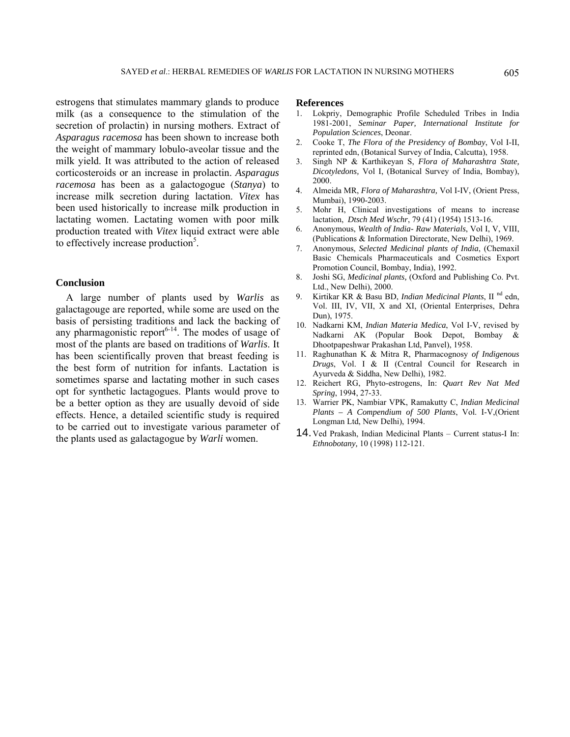estrogens that stimulates mammary glands to produce milk (as a consequence to the stimulation of the secretion of prolactin) in nursing mothers. Extract of *Asparagus racemosa* has been shown to increase both the weight of mammary lobulo-aveolar tissue and the milk yield. It was attributed to the action of released corticosteroids or an increase in prolactin. *Asparagus racemosa* has been as a galactogogue (*Stanya*) to increase milk secretion during lactation. *Vitex* has been used historically to increase milk production in lactating women. Lactating women with poor milk production treated with *Vitex* liquid extract were able to effectively increase production[5].

## Conclusion

A large number of plants used by *Warlis* as galactagouge are reported, while some are used on the basis of persisting traditions and lack the backing of any pharmagonistic report[6-14]. The modes of usage of most of the plants are based on traditions of *Warlis*. It has been scientifically proven that breast feeding is the best form of nutrition for infants. Lactation is sometimes sparse and lactating mother in such cases opt for synthetic lactagogues. Plants would prove to be a better option as they are usually devoid of side effects. Hence, a detailed scientific study is required to be carried out to investigate various parameter of the plants used as galactagogue by *Warli* women.

## References

1. Lokpriy, Demographic Profile Scheduled Tribes in India 1981-2001, *Seminar Paper, International Institute for Population Sciences*, Deonar.
2. Cooke T, *The Flora of the Presidency of Bombay*, Vol I-II, reprinted edn, (Botanical Survey of India, Calcutta), 1958.
3. Singh NP & Karthikeyan S, *Flora of Maharashtra State, Dicotyledons,* Vol I, (Botanical Survey of India, Bombay), 2000.
4. Almeida MR, *Flora of Maharashtra,* Vol I-IV, (Orient Press, Mumbai), 1990-2003.
5. Mohr H, Clinical investigations of means to increase lactation, *Dtsch Med Wschr*, 79 (41) (1954) 1513-16.
6. Anonymous, *Wealth of India- Raw Materials*, Vol I, V, VIII, (Publications & Information Directorate, New Delhi), 1969.
7. Anonymous, *Selected Medicinal plants of India*, (Chemaxil Basic Chemicals Pharmaceuticals and Cosmetics Export Promotion Council, Bombay, India), 1992.
8. Joshi SG, *Medicinal plants,* (Oxford and Publishing Co. Pvt. Ltd., New Delhi), 2000.
9. Kirtikar KR & Basu BD, *Indian Medicinal Plants*, II nd edn, Vol. III, IV, VII, X and XI, (Oriental Enterprises, Dehra Dun), 1975.
10. Nadkarni KM, *Indian Materia Medica*, Vol I-V, revised by Nadkarni AK (Popular Book Depot, Bombay & Dhootpapeshwar Prakashan Ltd, Panvel), 1958.
11. Raghunathan K & Mitra R, Pharmacognosy *of Indigenous Drugs*, Vol. I & II (Central Council for Research in Ayurveda & Siddha, New Delhi), 1982.
12. Reichert RG, Phyto-estrogens, In: *Quart Rev Nat Med Spring*, 1994, 27-33.
13. Warrier PK, Nambiar VPK, Ramakutty C, *Indian Medicinal Plants – A Compendium of 500 Plants*, Vol. I-V,(Orient Longman Ltd, New Delhi), 1994.
14. Ved Prakash, Indian Medicinal Plants – Current status-I In: *Ethnobotany,* 10 (1998) 112-121.